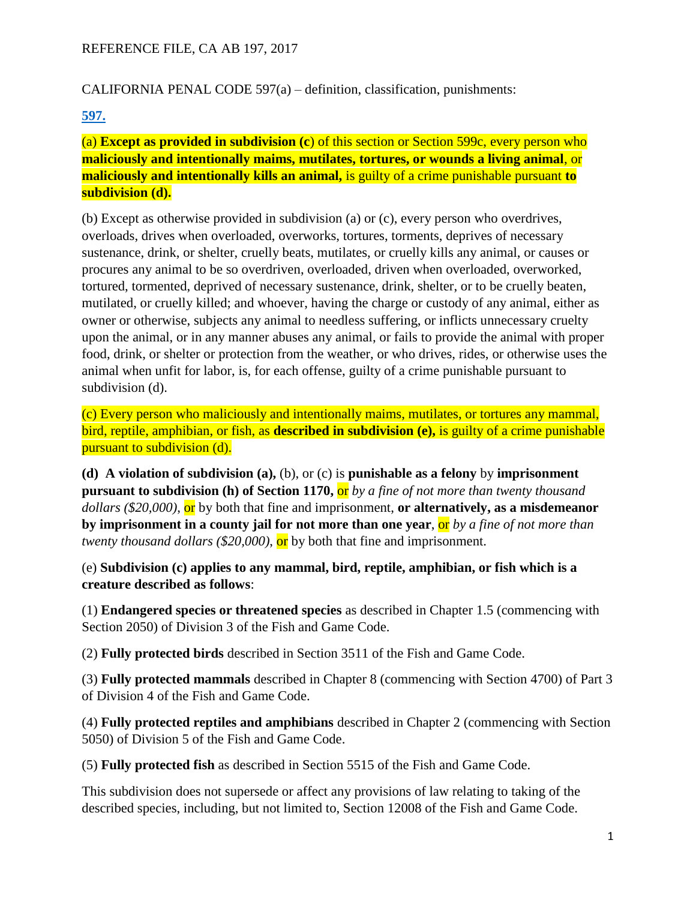REFERENCE FILE, CA AB 197, 2017

CALIFORNIA PENAL CODE 597(a) – definition, classification, punishments:

**597.**

(a) **Except as provided in subdivision (c**) of this section or Section 599c, every person who **maliciously and intentionally maims, mutilates, tortures, or wounds a living animal**, or **maliciously and intentionally kills an animal,** is guilty of a crime punishable pursuant **to subdivision (d).**

(b) Except as otherwise provided in subdivision (a) or (c), every person who overdrives, overloads, drives when overloaded, overworks, tortures, torments, deprives of necessary sustenance, drink, or shelter, cruelly beats, mutilates, or cruelly kills any animal, or causes or procures any animal to be so overdriven, overloaded, driven when overloaded, overworked, tortured, tormented, deprived of necessary sustenance, drink, shelter, or to be cruelly beaten, mutilated, or cruelly killed; and whoever, having the charge or custody of any animal, either as owner or otherwise, subjects any animal to needless suffering, or inflicts unnecessary cruelty upon the animal, or in any manner abuses any animal, or fails to provide the animal with proper food, drink, or shelter or protection from the weather, or who drives, rides, or otherwise uses the animal when unfit for labor, is, for each offense, guilty of a crime punishable pursuant to subdivision (d).

(c) Every person who maliciously and intentionally maims, mutilates, or tortures any mammal, bird, reptile, amphibian, or fish, as **described in subdivision (e),** is guilty of a crime punishable pursuant to subdivision (d).

**(d) A violation of subdivision (a),** (b), or (c) is **punishable as a felony** by **imprisonment pursuant to subdivision (h) of Section 1170,** or *by a fine of not more than twenty thousand dollars ($20,000)*, or by both that fine and imprisonment, **or alternatively, as a misdemeanor by imprisonment in a county jail for not more than one year**, or *by a fine of not more than twenty thousand dollars ($20,000)*, or by both that fine and imprisonment.

(e) **Subdivision (c) applies to any mammal, bird, reptile, amphibian, or fish which is a creature described as follows**:

(1) **Endangered species or threatened species** as described in Chapter 1.5 (commencing with Section 2050) of Division 3 of the Fish and Game Code.

(2) **Fully protected birds** described in Section 3511 of the Fish and Game Code.

(3) **Fully protected mammals** described in Chapter 8 (commencing with Section 4700) of Part 3 of Division 4 of the Fish and Game Code.

(4) **Fully protected reptiles and amphibians** described in Chapter 2 (commencing with Section 5050) of Division 5 of the Fish and Game Code.

(5) **Fully protected fish** as described in Section 5515 of the Fish and Game Code.

This subdivision does not supersede or affect any provisions of law relating to taking of the described species, including, but not limited to, Section 12008 of the Fish and Game Code.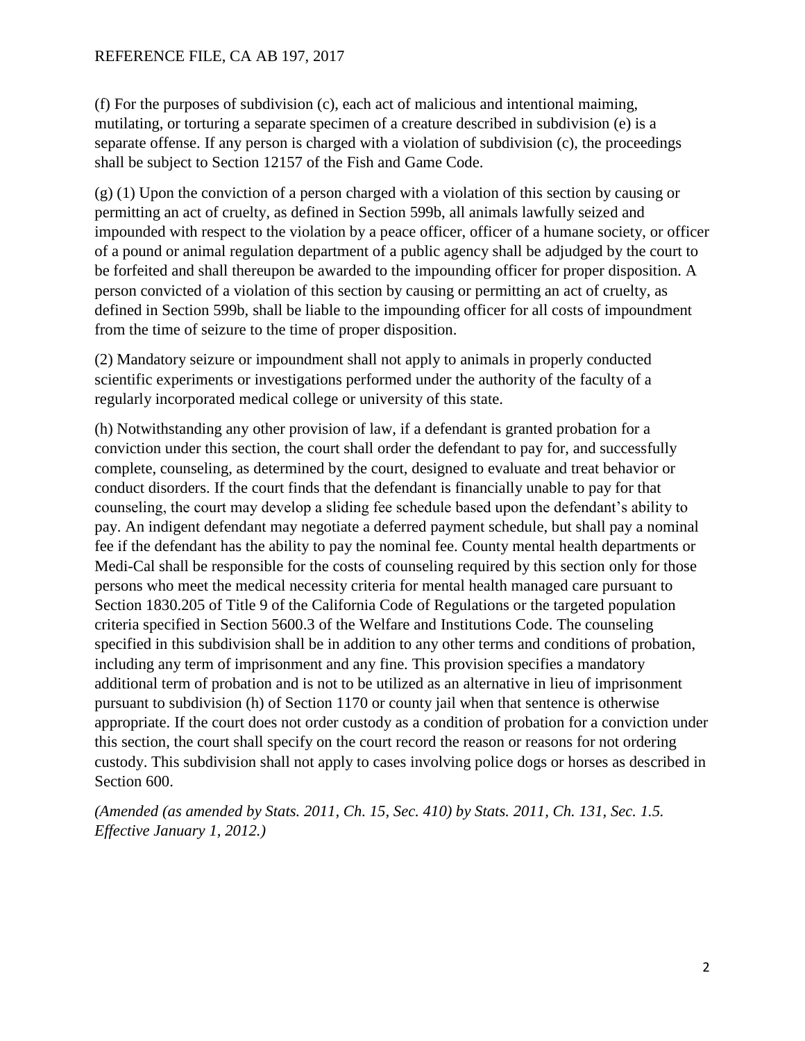(f) For the purposes of subdivision (c), each act of malicious and intentional maiming, mutilating, or torturing a separate specimen of a creature described in subdivision (e) is a separate offense. If any person is charged with a violation of subdivision (c), the proceedings shall be subject to Section 12157 of the Fish and Game Code.

(g) (1) Upon the conviction of a person charged with a violation of this section by causing or permitting an act of cruelty, as defined in Section 599b, all animals lawfully seized and impounded with respect to the violation by a peace officer, officer of a humane society, or officer of a pound or animal regulation department of a public agency shall be adjudged by the court to be forfeited and shall thereupon be awarded to the impounding officer for proper disposition. A person convicted of a violation of this section by causing or permitting an act of cruelty, as defined in Section 599b, shall be liable to the impounding officer for all costs of impoundment from the time of seizure to the time of proper disposition.

(2) Mandatory seizure or impoundment shall not apply to animals in properly conducted scientific experiments or investigations performed under the authority of the faculty of a regularly incorporated medical college or university of this state.

(h) Notwithstanding any other provision of law, if a defendant is granted probation for a conviction under this section, the court shall order the defendant to pay for, and successfully complete, counseling, as determined by the court, designed to evaluate and treat behavior or conduct disorders. If the court finds that the defendant is financially unable to pay for that counseling, the court may develop a sliding fee schedule based upon the defendant's ability to pay. An indigent defendant may negotiate a deferred payment schedule, but shall pay a nominal fee if the defendant has the ability to pay the nominal fee. County mental health departments or Medi-Cal shall be responsible for the costs of counseling required by this section only for those persons who meet the medical necessity criteria for mental health managed care pursuant to Section 1830.205 of Title 9 of the California Code of Regulations or the targeted population criteria specified in Section 5600.3 of the Welfare and Institutions Code. The counseling specified in this subdivision shall be in addition to any other terms and conditions of probation, including any term of imprisonment and any fine. This provision specifies a mandatory additional term of probation and is not to be utilized as an alternative in lieu of imprisonment pursuant to subdivision (h) of Section 1170 or county jail when that sentence is otherwise appropriate. If the court does not order custody as a condition of probation for a conviction under this section, the court shall specify on the court record the reason or reasons for not ordering custody. This subdivision shall not apply to cases involving police dogs or horses as described in Section 600.

*(Amended (as amended by Stats. 2011, Ch. 15, Sec. 410) by Stats. 2011, Ch. 131, Sec. 1.5. Effective January 1, 2012.)*